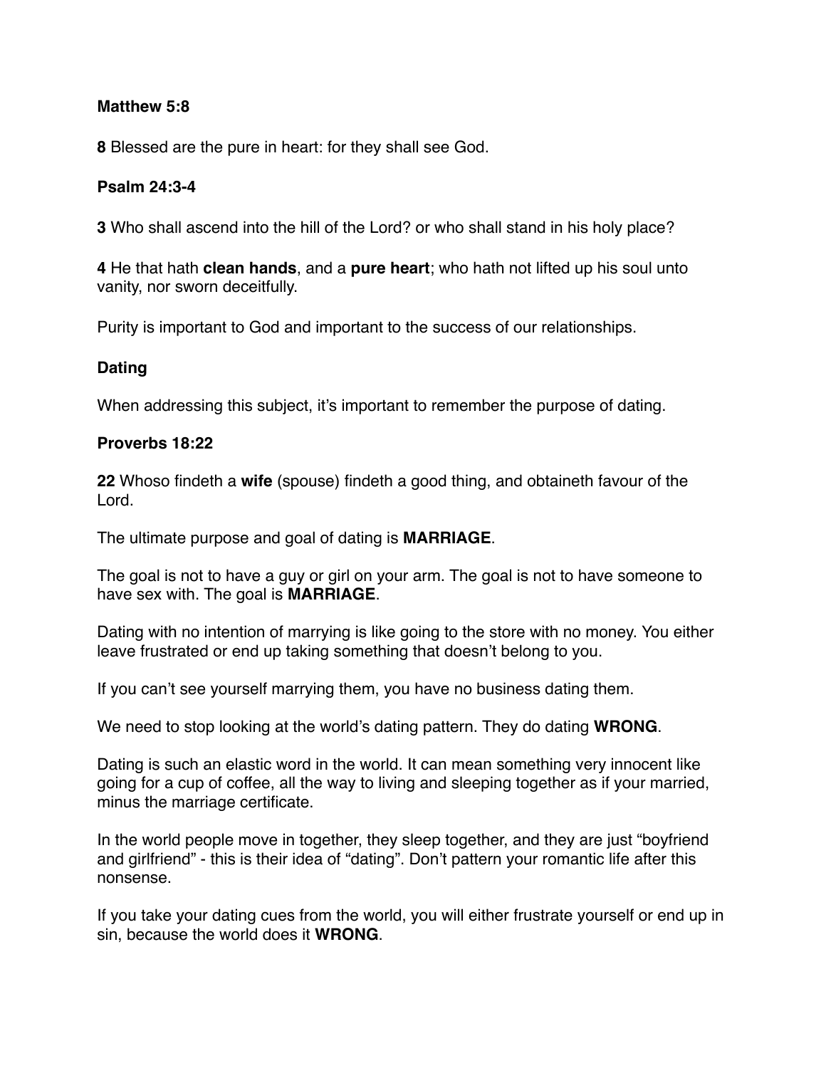**Matthew 5:8**

**8** Blessed are the pure in heart: for they shall see God.

**Psalm 24:3-4**

**3** Who shall ascend into the hill of the Lord? or who shall stand in his holy place?

**4** He that hath **clean hands**, and a **pure heart**; who hath not lifted up his soul unto vanity, nor sworn deceitfully.

Purity is important to God and important to the success of our relationships.

**Dating**

When addressing this subject, it's important to remember the purpose of dating.

**Proverbs 18:22**

**22** Whoso findeth a **wife** (spouse) findeth a good thing, and obtaineth favour of the Lord.

The ultimate purpose and goal of dating is **MARRIAGE**.

The goal is not to have a guy or girl on your arm. The goal is not to have someone to have sex with. The goal is **MARRIAGE**.

Dating with no intention of marrying is like going to the store with no money. You either leave frustrated or end up taking something that doesn't belong to you.

If you can't see yourself marrying them, you have no business dating them.

We need to stop looking at the world's dating pattern. They do dating **WRONG**.

Dating is such an elastic word in the world. It can mean something very innocent like going for a cup of coffee, all the way to living and sleeping together as if your married, minus the marriage certificate.

In the world people move in together, they sleep together, and they are just "boyfriend and girlfriend" - this is their idea of "dating". Don't pattern your romantic life after this nonsense.

If you take your dating cues from the world, you will either frustrate yourself or end up in sin, because the world does it **WRONG**.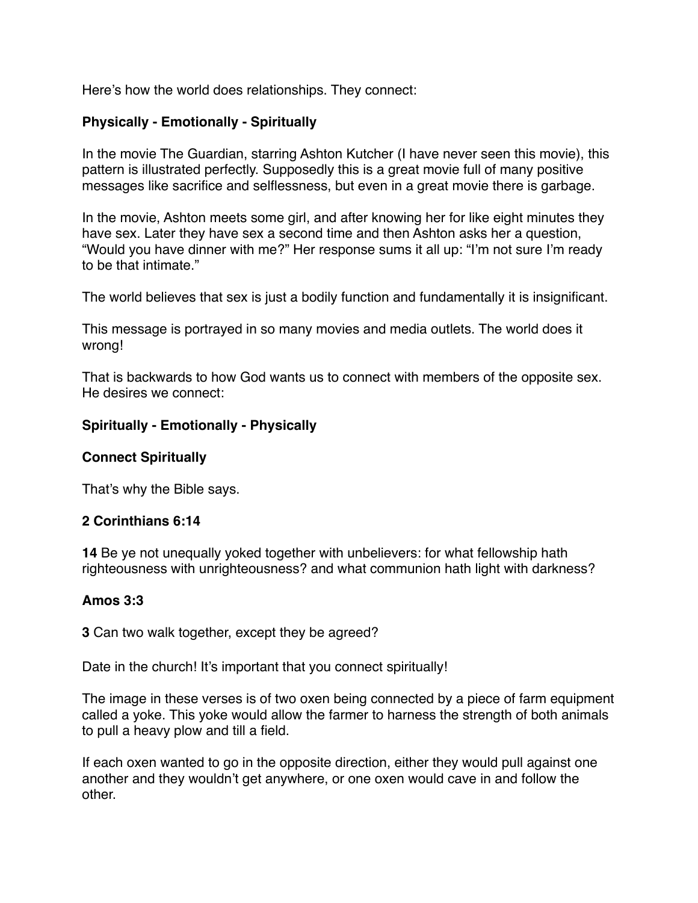Here's how the world does relationships. They connect:

**Physically - Emotionally - Spiritually**

In the movie The Guardian, starring Ashton Kutcher (I have never seen this movie), this pattern is illustrated perfectly. Supposedly this is a great movie full of many positive messages like sacrifice and selflessness, but even in a great movie there is garbage.

In the movie, Ashton meets some girl, and after knowing her for like eight minutes they have sex. Later they have sex a second time and then Ashton asks her a question, "Would you have dinner with me?" Her response sums it all up: "I'm not sure I'm ready to be that intimate."

The world believes that sex is just a bodily function and fundamentally it is insignificant.

This message is portrayed in so many movies and media outlets. The world does it wrong!

That is backwards to how God wants us to connect with members of the opposite sex. He desires we connect:

**Spiritually - Emotionally - Physically**

**Connect Spiritually**

That's why the Bible says.

**2 Corinthians 6:14**

**14** Be ye not unequally yoked together with unbelievers: for what fellowship hath righteousness with unrighteousness? and what communion hath light with darkness?

**Amos 3:3**

**3** Can two walk together, except they be agreed?

Date in the church! It's important that you connect spiritually!

The image in these verses is of two oxen being connected by a piece of farm equipment called a yoke. This yoke would allow the farmer to harness the strength of both animals to pull a heavy plow and till a field.

If each oxen wanted to go in the opposite direction, either they would pull against one another and they wouldn't get anywhere, or one oxen would cave in and follow the other.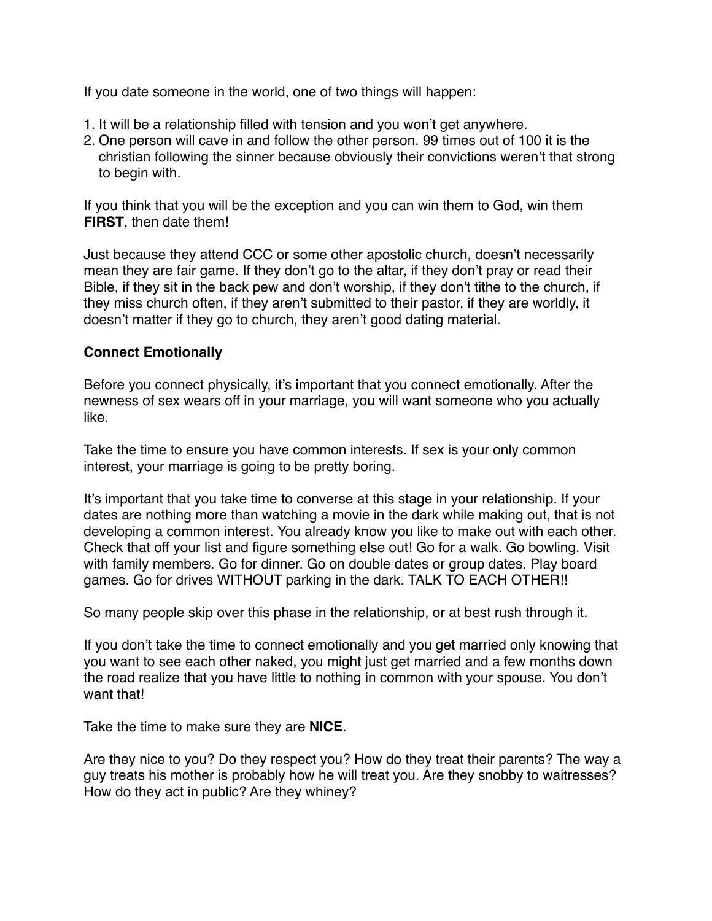If you date someone in the world, one of two things will happen:

1. It will be a relationship filled with tension and you won't get anywhere.
2. One person will cave in and follow the other person. 99 times out of 100 it is the christian following the sinner because obviously their convictions weren't that strong to begin with.

If you think that you will be the exception and you can win them to God, win them **FIRST**, then date them!

Just because they attend CCC or some other apostolic church, doesn't necessarily mean they are fair game. If they don't go to the altar, if they don't pray or read their Bible, if they sit in the back pew and don't worship, if they don't tithe to the church, if they miss church often, if they aren't submitted to their pastor, if they are worldly, it doesn't matter if they go to church, they aren't good dating material.

**Connect Emotionally**

Before you connect physically, it's important that you connect emotionally. After the newness of sex wears off in your marriage, you will want someone who you actually like.

Take the time to ensure you have common interests. If sex is your only common interest, your marriage is going to be pretty boring.

It's important that you take time to converse at this stage in your relationship. If your dates are nothing more than watching a movie in the dark while making out, that is not developing a common interest. You already know you like to make out with each other. Check that off your list and figure something else out! Go for a walk. Go bowling. Visit with family members. Go for dinner. Go on double dates or group dates. Play board games. Go for drives WITHOUT parking in the dark. TALK TO EACH OTHER!!

So many people skip over this phase in the relationship, or at best rush through it.

If you don't take the time to connect emotionally and you get married only knowing that you want to see each other naked, you might just get married and a few months down the road realize that you have little to nothing in common with your spouse. You don't want that!

Take the time to make sure they are **NICE**.

Are they nice to you? Do they respect you? How do they treat their parents? The way a guy treats his mother is probably how he will treat you. Are they snobby to waitresses? How do they act in public? Are they whiney?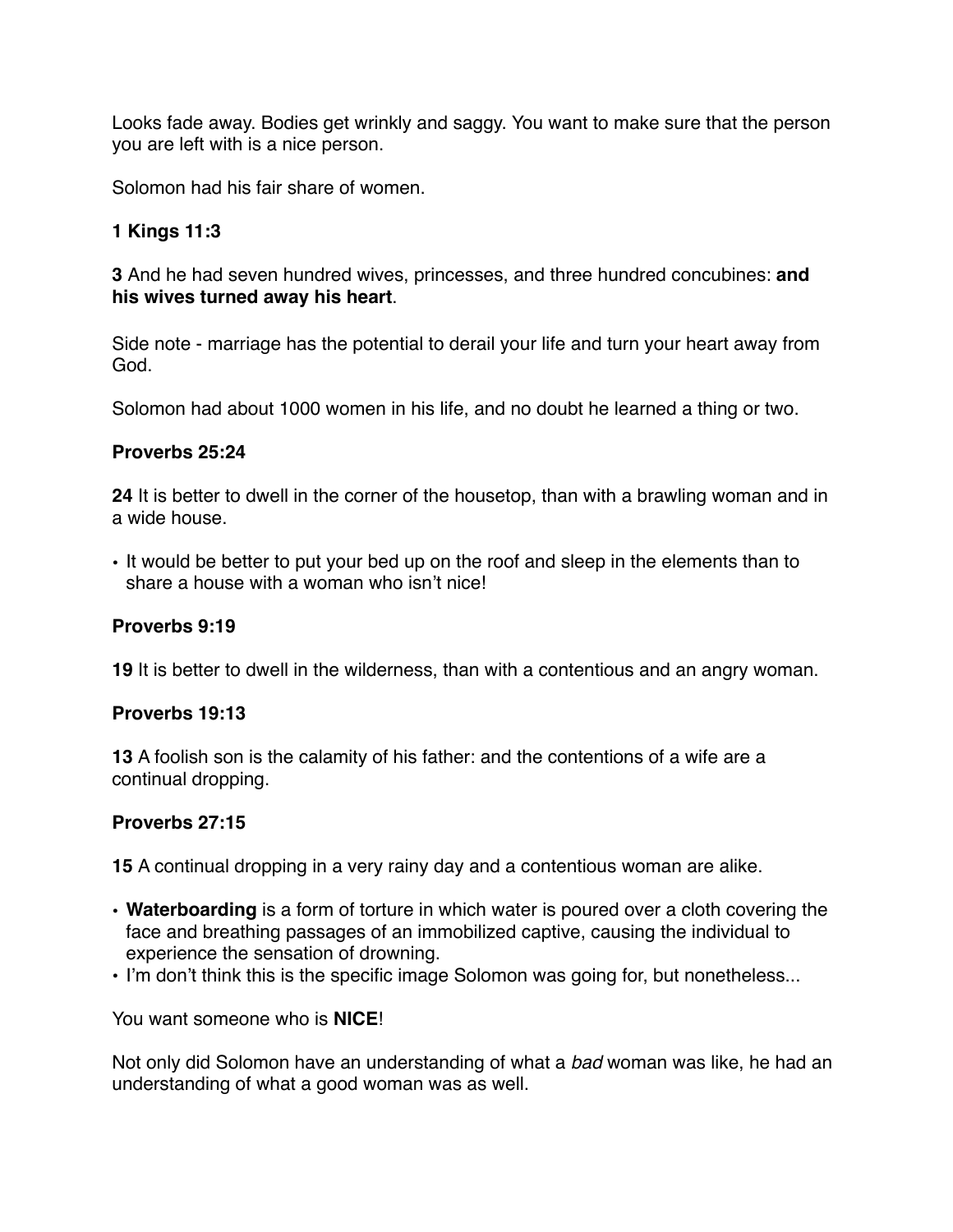Looks fade away. Bodies get wrinkly and saggy. You want to make sure that the person you are left with is a nice person.

Solomon had his fair share of women.

**1 Kings 11:3**

**3** And he had seven hundred wives, princesses, and three hundred concubines: **and his wives turned away his heart**.

Side note - marriage has the potential to derail your life and turn your heart away from God.

Solomon had about 1000 women in his life, and no doubt he learned a thing or two.

**Proverbs 25:24**

**24** It is better to dwell in the corner of the housetop, than with a brawling woman and in a wide house.

- It would be better to put your bed up on the roof and sleep in the elements than to share a house with a woman who isn't nice!

**Proverbs 9:19**

**19** It is better to dwell in the wilderness, than with a contentious and an angry woman.

**Proverbs 19:13**

**13** A foolish son is the calamity of his father: and the contentions of a wife are a continual dropping.

**Proverbs 27:15**

**15** A continual dropping in a very rainy day and a contentious woman are alike.

- **Waterboarding** is a form of torture in which water is poured over a cloth covering the face and breathing passages of an immobilized captive, causing the individual to experience the sensation of drowning.
- I'm don't think this is the specific image Solomon was going for, but nonetheless...

You want someone who is **NICE**!

Not only did Solomon have an understanding of what a *bad* woman was like, he had an understanding of what a good woman was as well.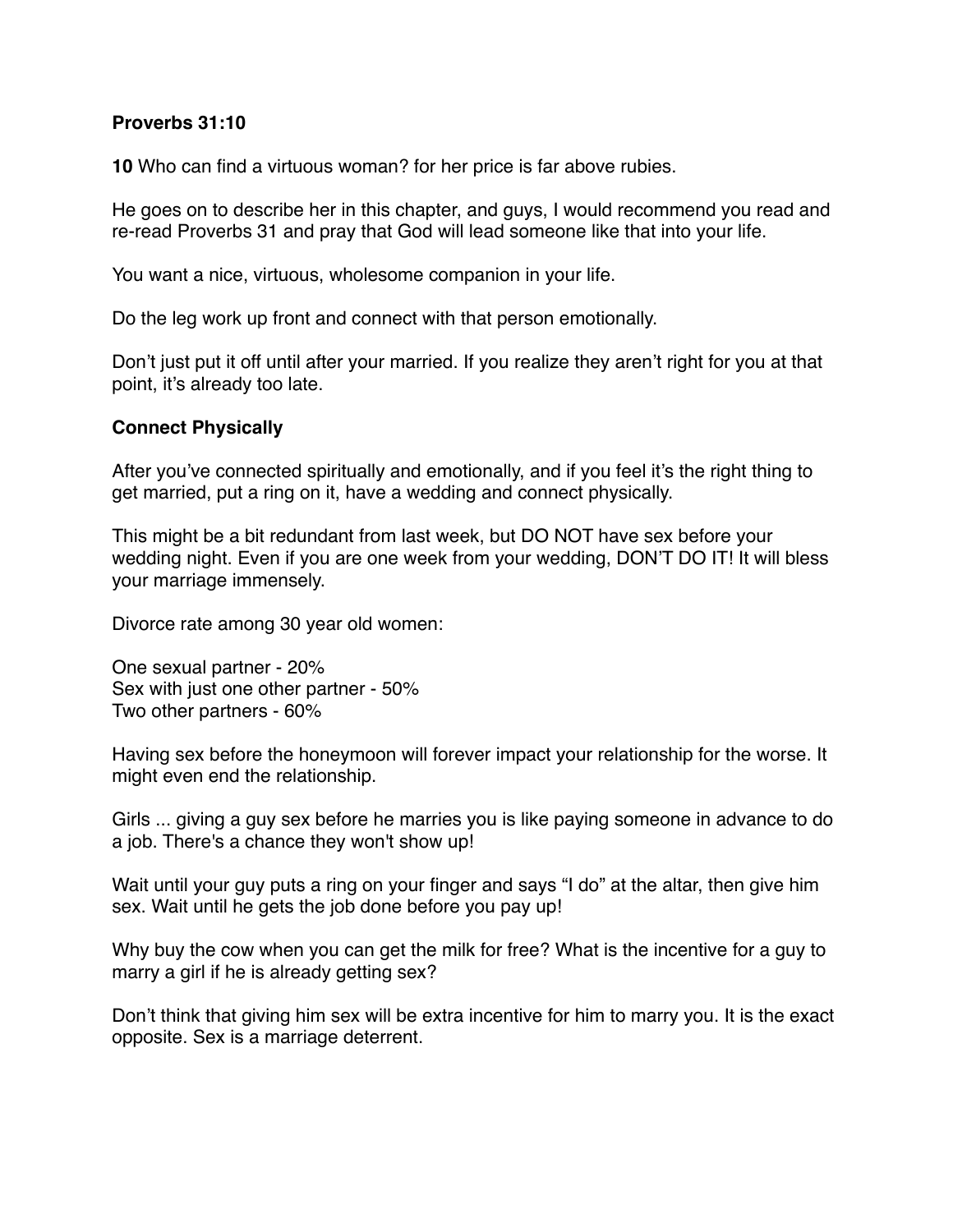**Proverbs 31:10**

**10** Who can find a virtuous woman? for her price is far above rubies.

He goes on to describe her in this chapter, and guys, I would recommend you read and re-read Proverbs 31 and pray that God will lead someone like that into your life.

You want a nice, virtuous, wholesome companion in your life.

Do the leg work up front and connect with that person emotionally.

Don't just put it off until after your married. If you realize they aren't right for you at that point, it's already too late.

**Connect Physically**

After you've connected spiritually and emotionally, and if you feel it's the right thing to get married, put a ring on it, have a wedding and connect physically.

This might be a bit redundant from last week, but DO NOT have sex before your wedding night. Even if you are one week from your wedding, DON'T DO IT! It will bless your marriage immensely.

Divorce rate among 30 year old women:

One sexual partner - 20%
Sex with just one other partner - 50%
Two other partners - 60%

Having sex before the honeymoon will forever impact your relationship for the worse. It might even end the relationship.

Girls ... giving a guy sex before he marries you is like paying someone in advance to do a job. There's a chance they won't show up!

Wait until your guy puts a ring on your finger and says "I do" at the altar, then give him sex. Wait until he gets the job done before you pay up!

Why buy the cow when you can get the milk for free? What is the incentive for a guy to marry a girl if he is already getting sex?

Don't think that giving him sex will be extra incentive for him to marry you. It is the exact opposite. Sex is a marriage deterrent.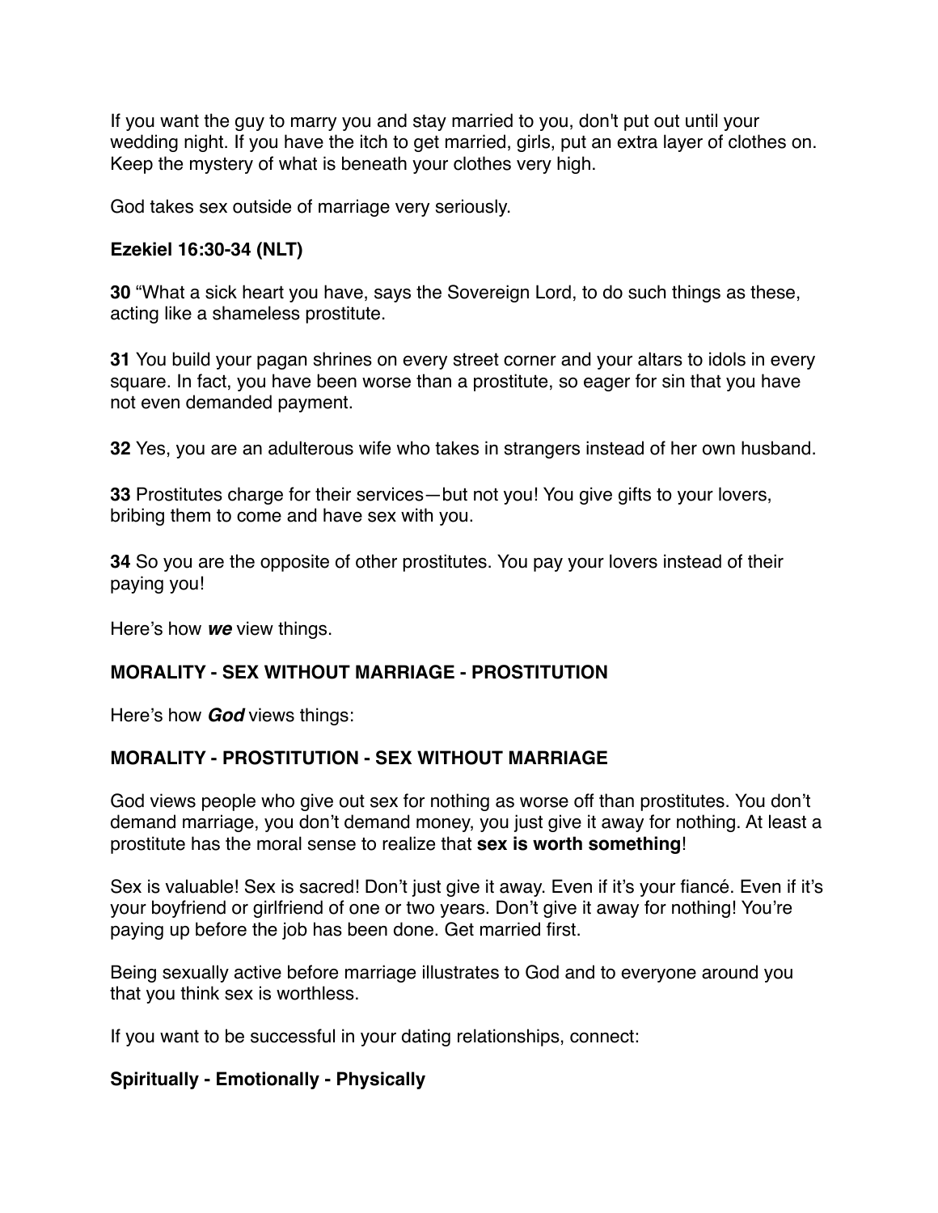If you want the guy to marry you and stay married to you, don't put out until your wedding night. If you have the itch to get married, girls, put an extra layer of clothes on. Keep the mystery of what is beneath your clothes very high.

God takes sex outside of marriage very seriously.

**Ezekiel 16:30-34 (NLT)**

**30** "What a sick heart you have, says the Sovereign Lord, to do such things as these, acting like a shameless prostitute.

**31** You build your pagan shrines on every street corner and your altars to idols in every square. In fact, you have been worse than a prostitute, so eager for sin that you have not even demanded payment.

**32** Yes, you are an adulterous wife who takes in strangers instead of her own husband.

**33** Prostitutes charge for their services—but not you! You give gifts to your lovers, bribing them to come and have sex with you.

**34** So you are the opposite of other prostitutes. You pay your lovers instead of their paying you!

Here's how ***we*** view things.

**MORALITY - SEX WITHOUT MARRIAGE - PROSTITUTION**

Here's how ***God*** views things:

**MORALITY - PROSTITUTION - SEX WITHOUT MARRIAGE**

God views people who give out sex for nothing as worse off than prostitutes. You don't demand marriage, you don't demand money, you just give it away for nothing. At least a prostitute has the moral sense to realize that **sex is worth something**!

Sex is valuable! Sex is sacred! Don't just give it away. Even if it's your fiancé. Even if it's your boyfriend or girlfriend of one or two years. Don't give it away for nothing! You're paying up before the job has been done. Get married first.

Being sexually active before marriage illustrates to God and to everyone around you that you think sex is worthless.

If you want to be successful in your dating relationships, connect:

**Spiritually - Emotionally - Physically**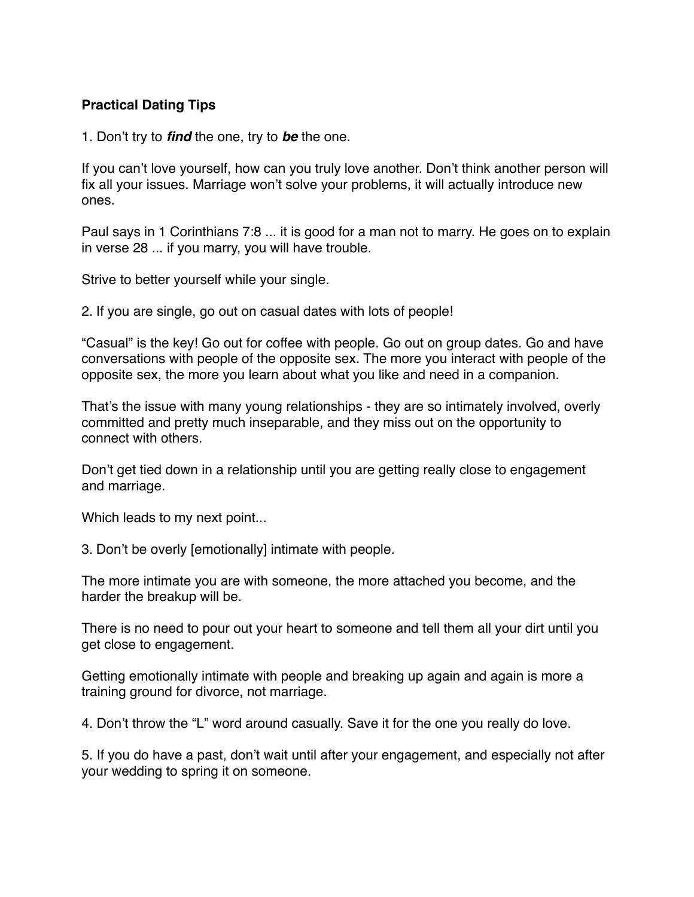**Practical Dating Tips**

1. Don't try to ***find*** the one, try to ***be*** the one.

If you can't love yourself, how can you truly love another. Don't think another person will fix all your issues. Marriage won't solve your problems, it will actually introduce new ones.

Paul says in 1 Corinthians 7:8 ... it is good for a man not to marry. He goes on to explain in verse 28 ... if you marry, you will have trouble.

Strive to better yourself while your single.

2. If you are single, go out on casual dates with lots of people!

"Casual" is the key! Go out for coffee with people. Go out on group dates. Go and have conversations with people of the opposite sex. The more you interact with people of the opposite sex, the more you learn about what you like and need in a companion.

That's the issue with many young relationships - they are so intimately involved, overly committed and pretty much inseparable, and they miss out on the opportunity to connect with others.

Don't get tied down in a relationship until you are getting really close to engagement and marriage.

Which leads to my next point...

3. Don't be overly [emotionally] intimate with people.

The more intimate you are with someone, the more attached you become, and the harder the breakup will be.

There is no need to pour out your heart to someone and tell them all your dirt until you get close to engagement.

Getting emotionally intimate with people and breaking up again and again is more a training ground for divorce, not marriage.

4. Don't throw the "L" word around casually. Save it for the one you really do love.

5. If you do have a past, don't wait until after your engagement, and especially not after your wedding to spring it on someone.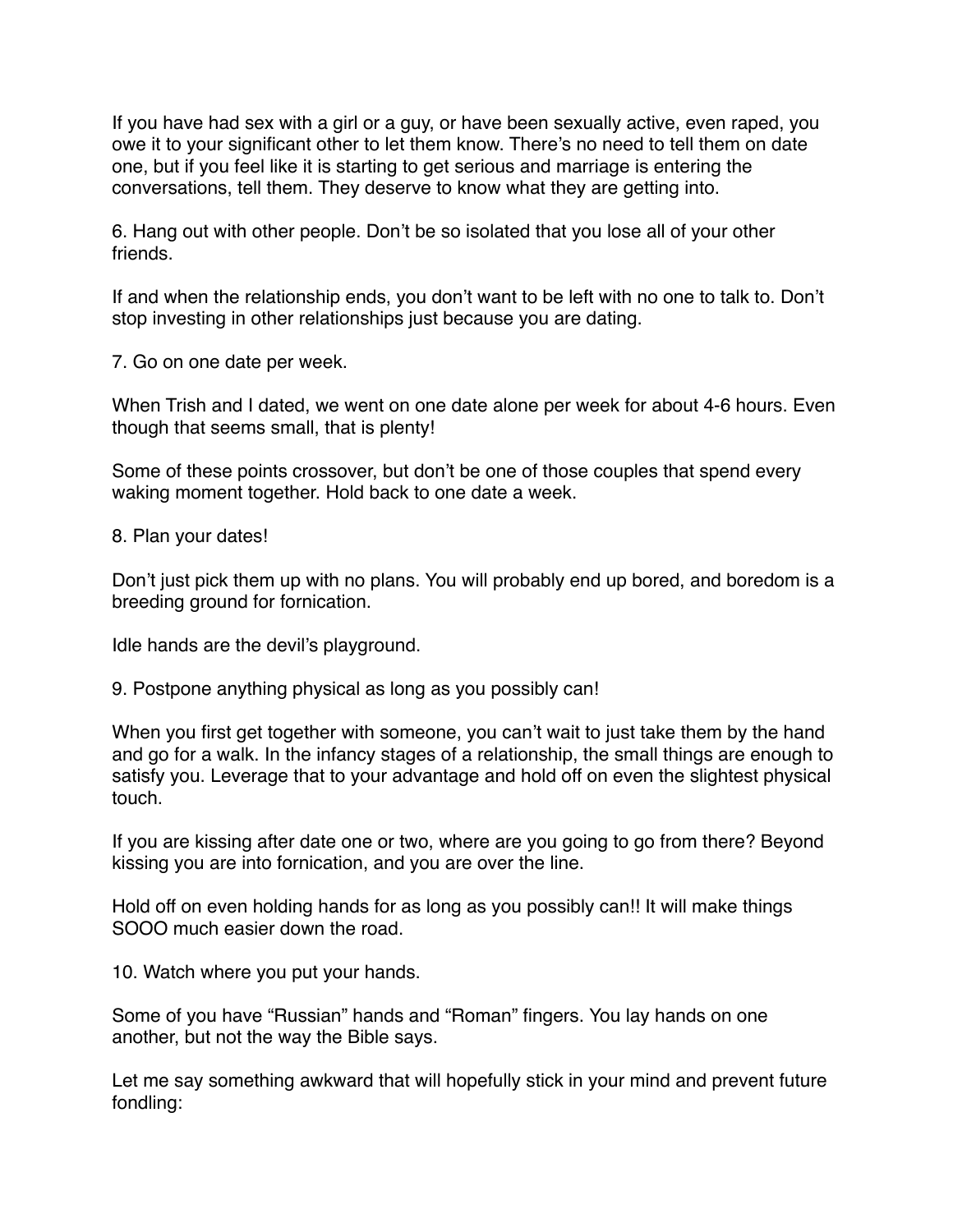If you have had sex with a girl or a guy, or have been sexually active, even raped, you owe it to your significant other to let them know. There's no need to tell them on date one, but if you feel like it is starting to get serious and marriage is entering the conversations, tell them. They deserve to know what they are getting into.

6. Hang out with other people. Don't be so isolated that you lose all of your other friends.

If and when the relationship ends, you don't want to be left with no one to talk to. Don't stop investing in other relationships just because you are dating.

7. Go on one date per week.

When Trish and I dated, we went on one date alone per week for about 4-6 hours. Even though that seems small, that is plenty!

Some of these points crossover, but don't be one of those couples that spend every waking moment together. Hold back to one date a week.

8. Plan your dates!

Don't just pick them up with no plans. You will probably end up bored, and boredom is a breeding ground for fornication.

Idle hands are the devil's playground.

9. Postpone anything physical as long as you possibly can!

When you first get together with someone, you can't wait to just take them by the hand and go for a walk. In the infancy stages of a relationship, the small things are enough to satisfy you. Leverage that to your advantage and hold off on even the slightest physical touch.

If you are kissing after date one or two, where are you going to go from there? Beyond kissing you are into fornication, and you are over the line.

Hold off on even holding hands for as long as you possibly can!! It will make things SOOO much easier down the road.

10. Watch where you put your hands.

Some of you have "Russian" hands and "Roman" fingers. You lay hands on one another, but not the way the Bible says.

Let me say something awkward that will hopefully stick in your mind and prevent future fondling: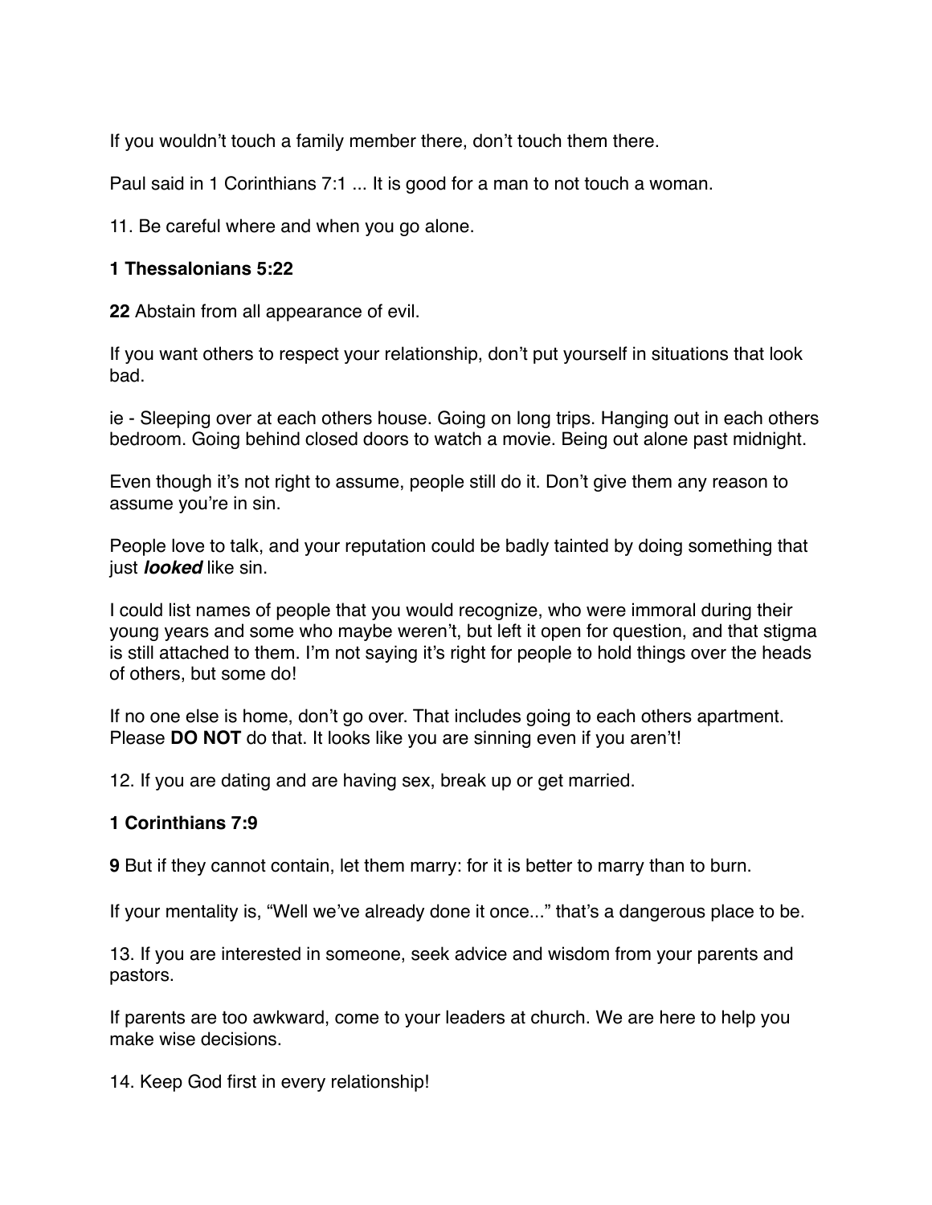If you wouldn’t touch a family member there, don’t touch them there.

Paul said in 1 Corinthians 7:1 ... It is good for a man to not touch a woman.

11. Be careful where and when you go alone.

**1 Thessalonians 5:22**

**22** Abstain from all appearance of evil.

If you want others to respect your relationship, don’t put yourself in situations that look bad.

ie - Sleeping over at each others house. Going on long trips. Hanging out in each others bedroom. Going behind closed doors to watch a movie. Being out alone past midnight.

Even though it’s not right to assume, people still do it. Don’t give them any reason to assume you’re in sin.

People love to talk, and your reputation could be badly tainted by doing something that just ***looked*** like sin.

I could list names of people that you would recognize, who were immoral during their young years and some who maybe weren’t, but left it open for question, and that stigma is still attached to them. I’m not saying it’s right for people to hold things over the heads of others, but some do!

If no one else is home, don’t go over. That includes going to each others apartment. Please **DO NOT** do that. It looks like you are sinning even if you aren’t!

12. If you are dating and are having sex, break up or get married.

**1 Corinthians 7:9**

**9** But if they cannot contain, let them marry: for it is better to marry than to burn.

If your mentality is, “Well we’ve already done it once...” that’s a dangerous place to be.

13. If you are interested in someone, seek advice and wisdom from your parents and pastors.

If parents are too awkward, come to your leaders at church. We are here to help you make wise decisions.

14. Keep God first in every relationship!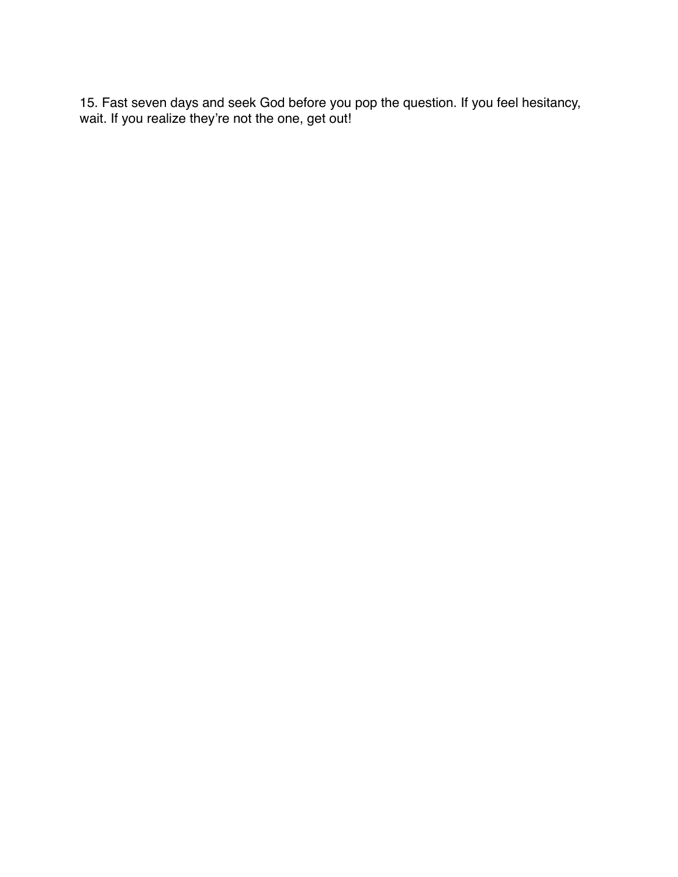15. Fast seven days and seek God before you pop the question. If you feel hesitancy, wait. If you realize they're not the one, get out!